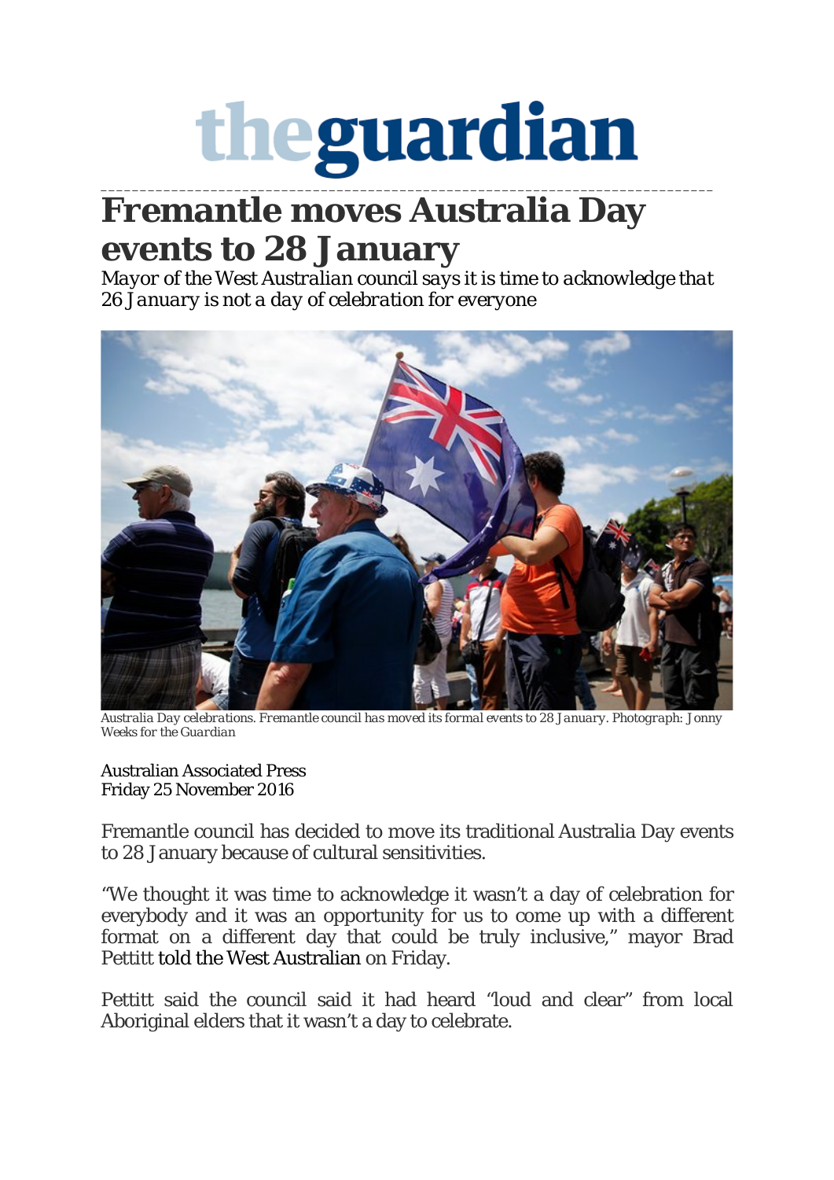# Fremantle moves Australia Day events to 28 January

*Mayor of the West Australian council says it is time to acknowledge that 26 January is not a day of celebration for everyone*

*Australia Day celebrations. Fremantle council has moved its formal events to 28 January. Photograph: Jonny Weeks for the Guardian*

Australian Associated Press
Friday 25 November 2016

Fremantle council has decided to move its traditional Australia Day events to 28 January because of cultural sensitivities.

"We thought it was time to acknowledge it wasn't a day of celebration for everybody and it was an opportunity for us to come up with a different format on a different day that could be truly inclusive," mayor Brad Pettitt told the West Australian on Friday.

Pettitt said the council said it had heard "loud and clear" from local Aboriginal elders that it wasn't a day to celebrate.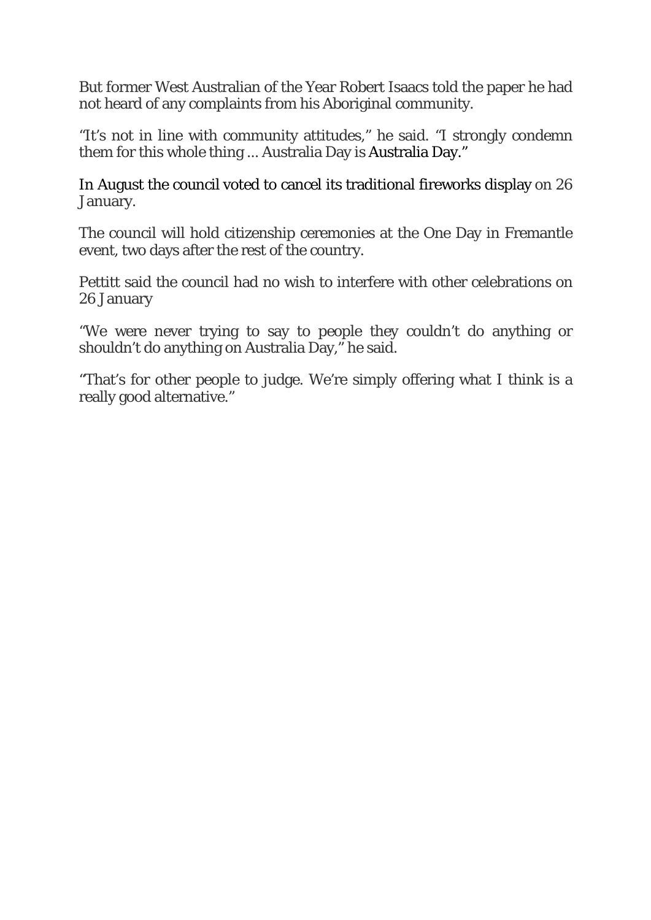But former West Australian of the Year Robert Isaacs told the paper he had not heard of any complaints from his Aboriginal community.

"It's not in line with community attitudes," he said. "I strongly condemn them for this whole thing ... Australia Day is Australia Day."

In August the council voted to cancel its traditional fireworks display on 26 January.

The council will hold citizenship ceremonies at the One Day in Fremantle event, two days after the rest of the country.

Pettitt said the council had no wish to interfere with other celebrations on 26 January

"We were never trying to say to people they couldn't do anything or shouldn't do anything on Australia Day," he said.

"That's for other people to judge. We're simply offering what I think is a really good alternative."